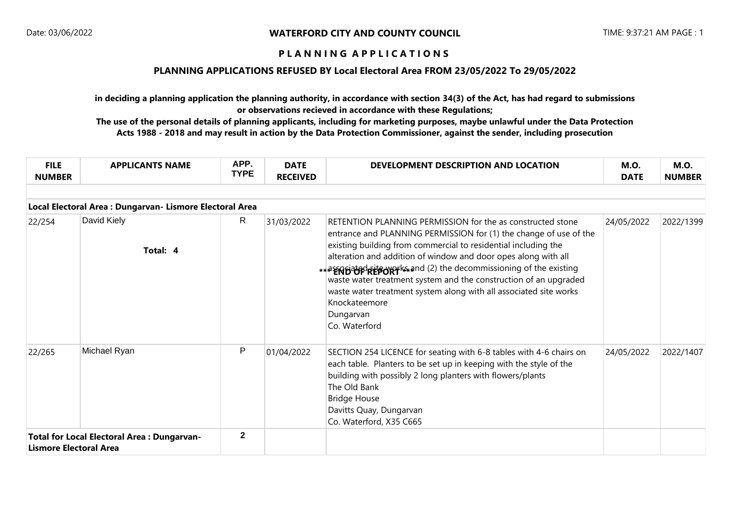**WATERFORD CITY AND COUNTY COUNCIL**

Date: 03/06/2022

TIME: 9:37:21 AM PAGE : 1

**P L A N N I N G A P P L I C A T I O N S**

## PLANNING APPLICATIONS REFUSED BY Local Electoral Area FROM 23/05/2022 To 29/05/2022

**in deciding a planning application the planning authority, in accordance with section 34(3) of the Act, has had regard to submissions or observations recieved in accordance with these Regulations;**

**The use of the personal details of planning applicants, including for marketing purposes, maybe unlawful under the Data Protection Acts 1988 - 2018 and may result in action by the Data Protection Commissioner, against the sender, including prosecution**

| FILE NUMBER | APPLICANTS NAME | APP. TYPE | DATE RECEIVED | DEVELOPMENT DESCRIPTION AND LOCATION | M.O. DATE | M.O. NUMBER |
|---|---|---|---|---|---|---|
| **Local Electoral Area : Dungarvan- Lismore Electoral Area** | | | | | | |
| 22/254 | David Kiely | R | 31/03/2022 | RETENTION PLANNING PERMISSION for the as constructed stone entrance and PLANNING PERMISSION for (1) the change of use of the existing building from commercial to residential including the alteration and addition of window and door opes along with all associated site works and (2) the decommissioning of the existing waste water treatment system and the construction of an upgraded waste water treatment system along with all associated site works Knockateemore Dungarvan Co. Waterford | 24/05/2022 | 2022/1399 |
| 22/265 | Michael Ryan | P | 01/04/2022 | SECTION 254 LICENCE for seating with 6-8 tables with 4-6 chairs on each table. Planters to be set up in keeping with the style of the building with possibly 2 long planters with flowers/plants The Old Bank Bridge House Davitts Quay, Dungarvan Co. Waterford, X35 C665 | 24/05/2022 | 2022/1407 |
| **Total for Local Electoral Area : Dungarvan- Lismore Electoral Area** | | **2** | | | | |

**Total: 4**

*** END OF REPORT ***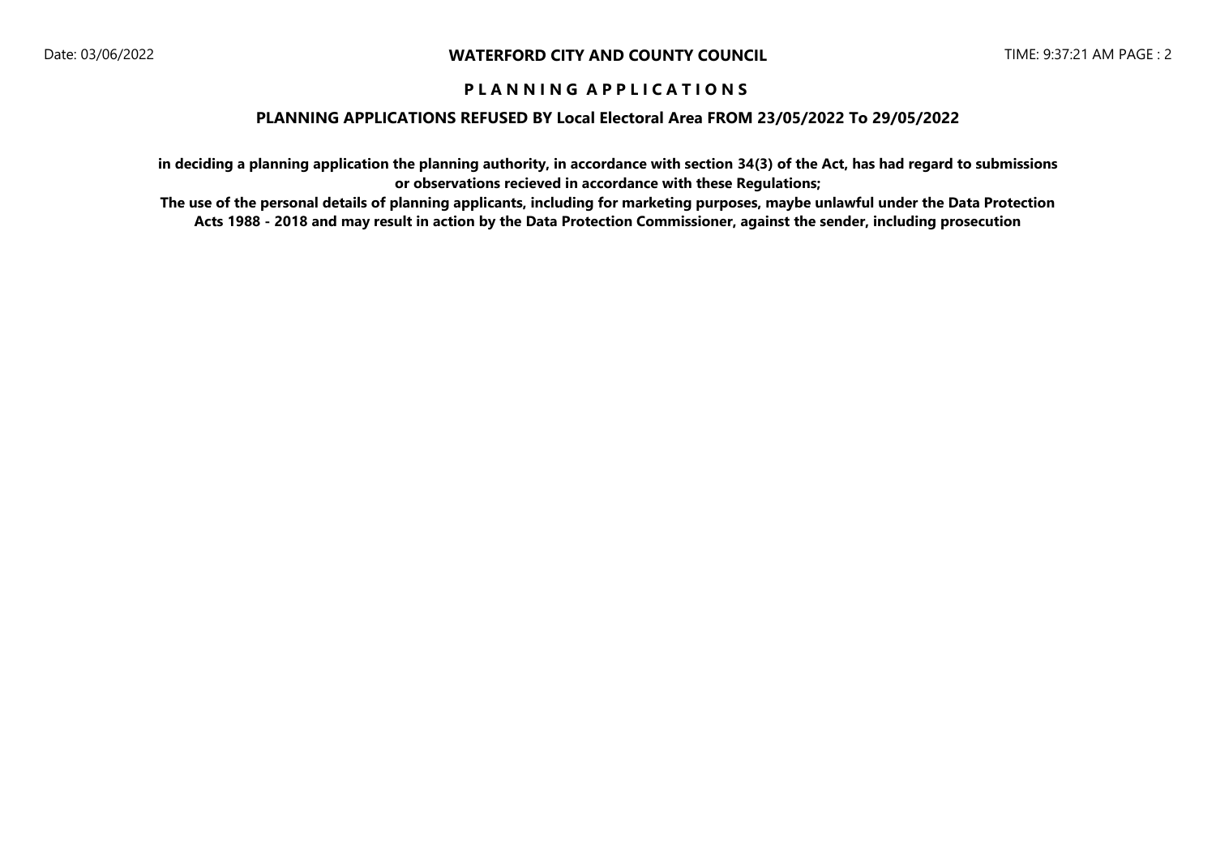# WATERFORD CITY AND COUNTY COUNCIL

## P L A N N I N G   A P P L I C A T I O N S

### PLANNING APPLICATIONS REFUSED BY Local Electoral Area FROM 23/05/2022 To 29/05/2022

**in deciding a planning application the planning authority, in accordance with section 34(3) of the Act, has had regard to submissions or observations recieved in accordance with these Regulations;**

**The use of the personal details of planning applicants, including for marketing purposes, maybe unlawful under the Data Protection Acts 1988 - 2018 and may result in action by the Data Protection Commissioner, against the sender, including prosecution**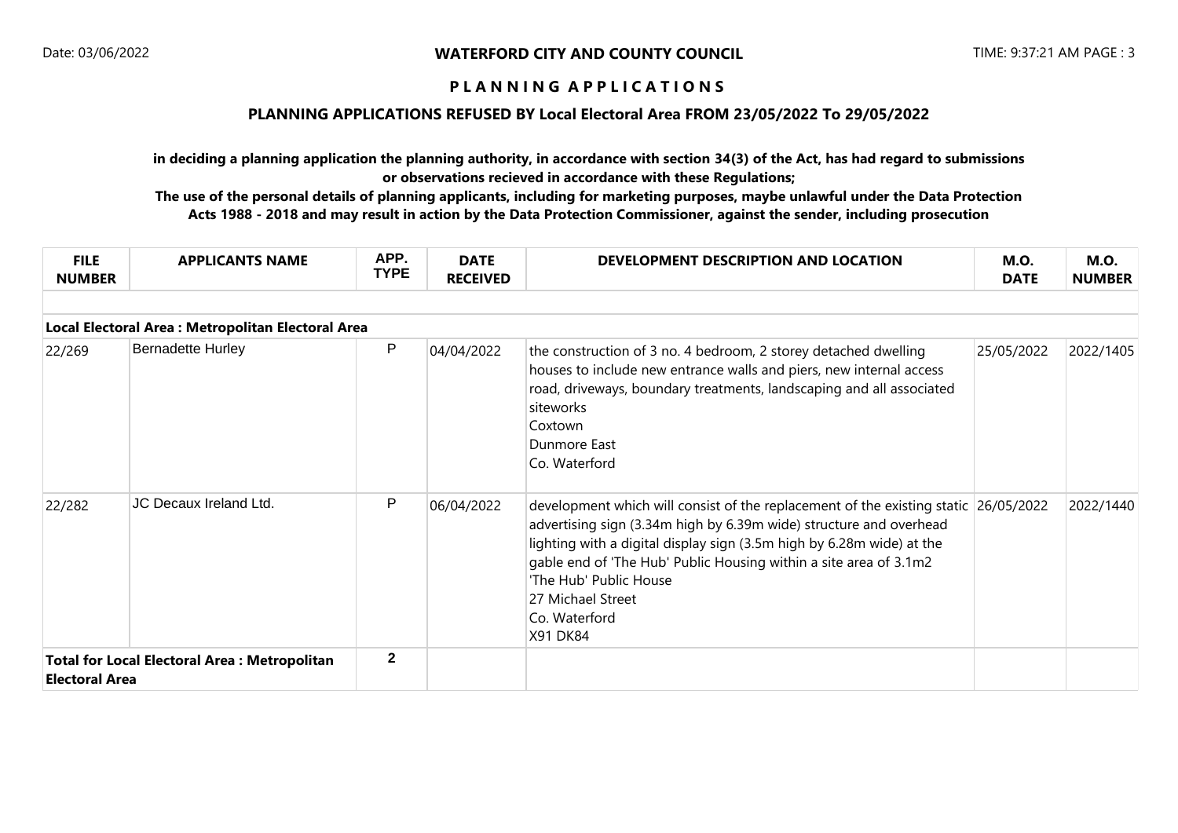**WATERFORD CITY AND COUNTY COUNCIL**

**P L A N N I N G   A P P L I C A T I O N S**

**PLANNING APPLICATIONS REFUSED BY Local Electoral Area FROM 23/05/2022 To 29/05/2022**

**in deciding a planning application the planning authority, in accordance with section 34(3) of the Act, has had regard to submissions or observations recieved in accordance with these Regulations;**

**The use of the personal details of planning applicants, including for marketing purposes, maybe unlawful under the Data Protection Acts 1988 - 2018 and may result in action by the Data Protection Commissioner, against the sender, including prosecution**

| FILE NUMBER | APPLICANTS NAME | APP. TYPE | DATE RECEIVED | DEVELOPMENT DESCRIPTION AND LOCATION | M.O. DATE | M.O. NUMBER |
|---|---|---|---|---|---|---|
| **Local Electoral Area : Metropolitan Electoral Area** | | | | | | |
| 22/269 | Bernadette Hurley | P | 04/04/2022 | the construction of 3 no. 4 bedroom, 2 storey detached dwelling houses to include new entrance walls and piers, new internal access road, driveways, boundary treatments, landscaping and all associated siteworks<br>Coxtown<br>Dunmore East<br>Co. Waterford | 25/05/2022 | 2022/1405 |
| 22/282 | JC Decaux Ireland Ltd. | P | 06/04/2022 | development which will consist of the replacement of the existing static advertising sign (3.34m high by 6.39m wide) structure and overhead lighting with a digital display sign (3.5m high by 6.28m wide) at the gable end of 'The Hub' Public Housing within a site area of 3.1m2<br>'The Hub' Public House<br>27 Michael Street<br>Co. Waterford<br>X91 DK84 | 26/05/2022 | 2022/1440 |
| **Total for Local Electoral Area : Metropolitan Electoral Area** | | **2** | | | | |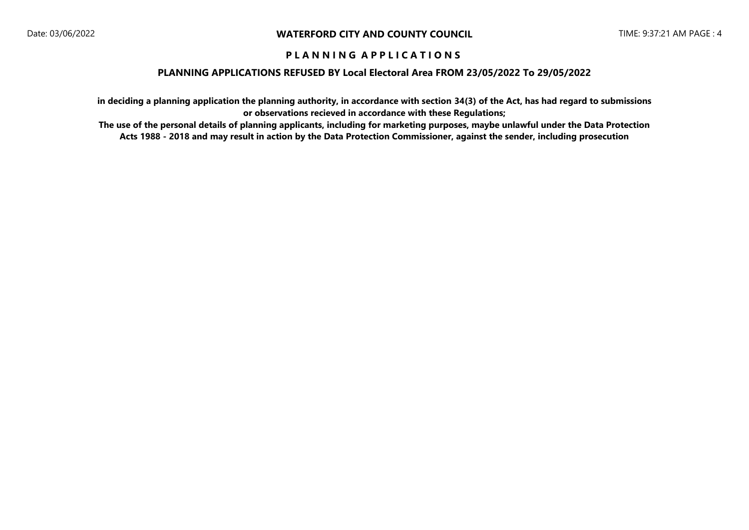# WATERFORD CITY AND COUNTY COUNCIL

## P L A N N I N G A P P L I C A T I O N S

### PLANNING APPLICATIONS REFUSED BY Local Electoral Area FROM 23/05/2022 To 29/05/2022

**in deciding a planning application the planning authority, in accordance with section 34(3) of the Act, has had regard to submissions or observations recieved in accordance with these Regulations;**

**The use of the personal details of planning applicants, including for marketing purposes, maybe unlawful under the Data Protection Acts 1988 - 2018 and may result in action by the Data Protection Commissioner, against the sender, including prosecution**